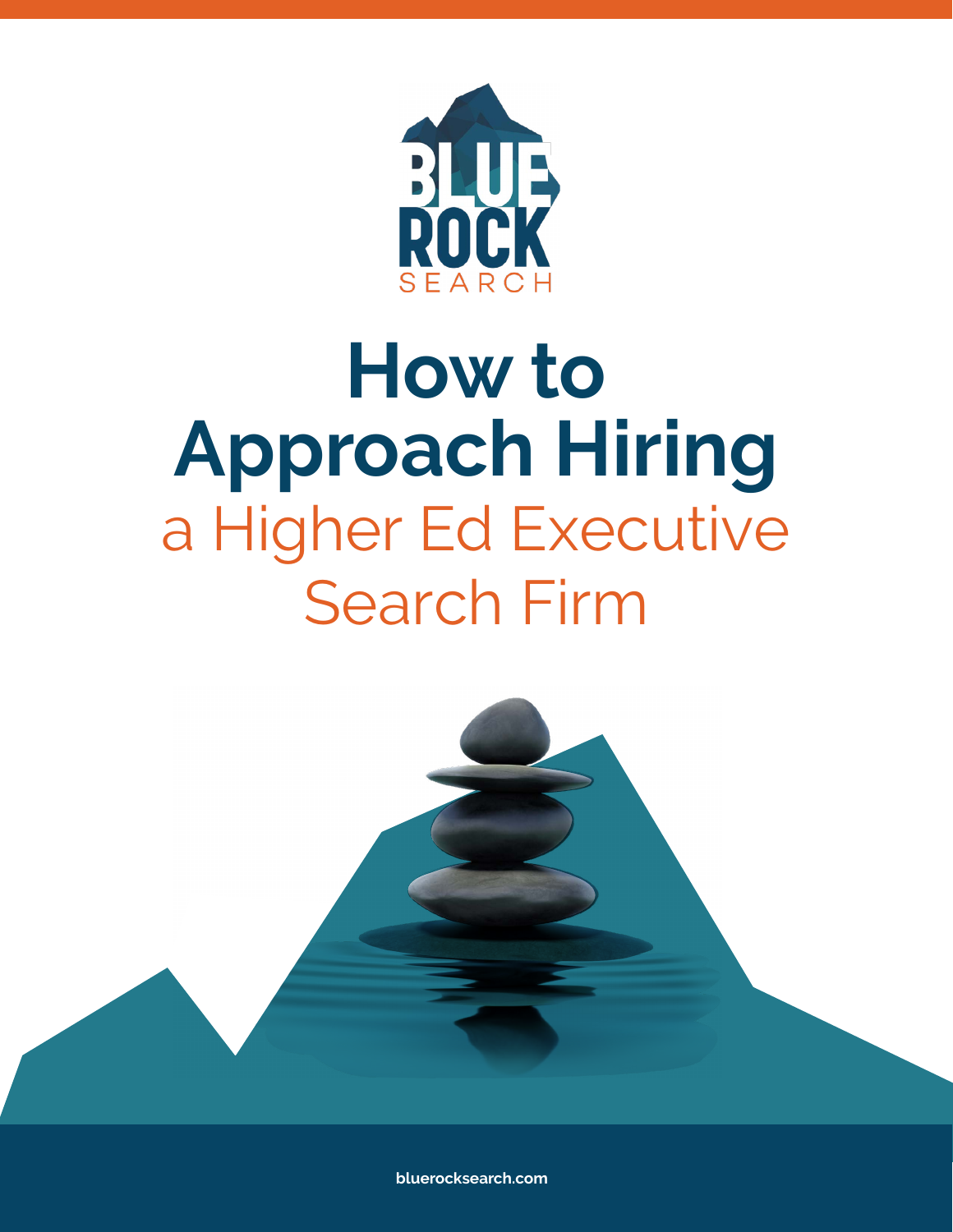BLUE ROCK SEARCH

# How to Approach Hiring
## a Higher Ed Executive Search Firm

bluerocksearch.com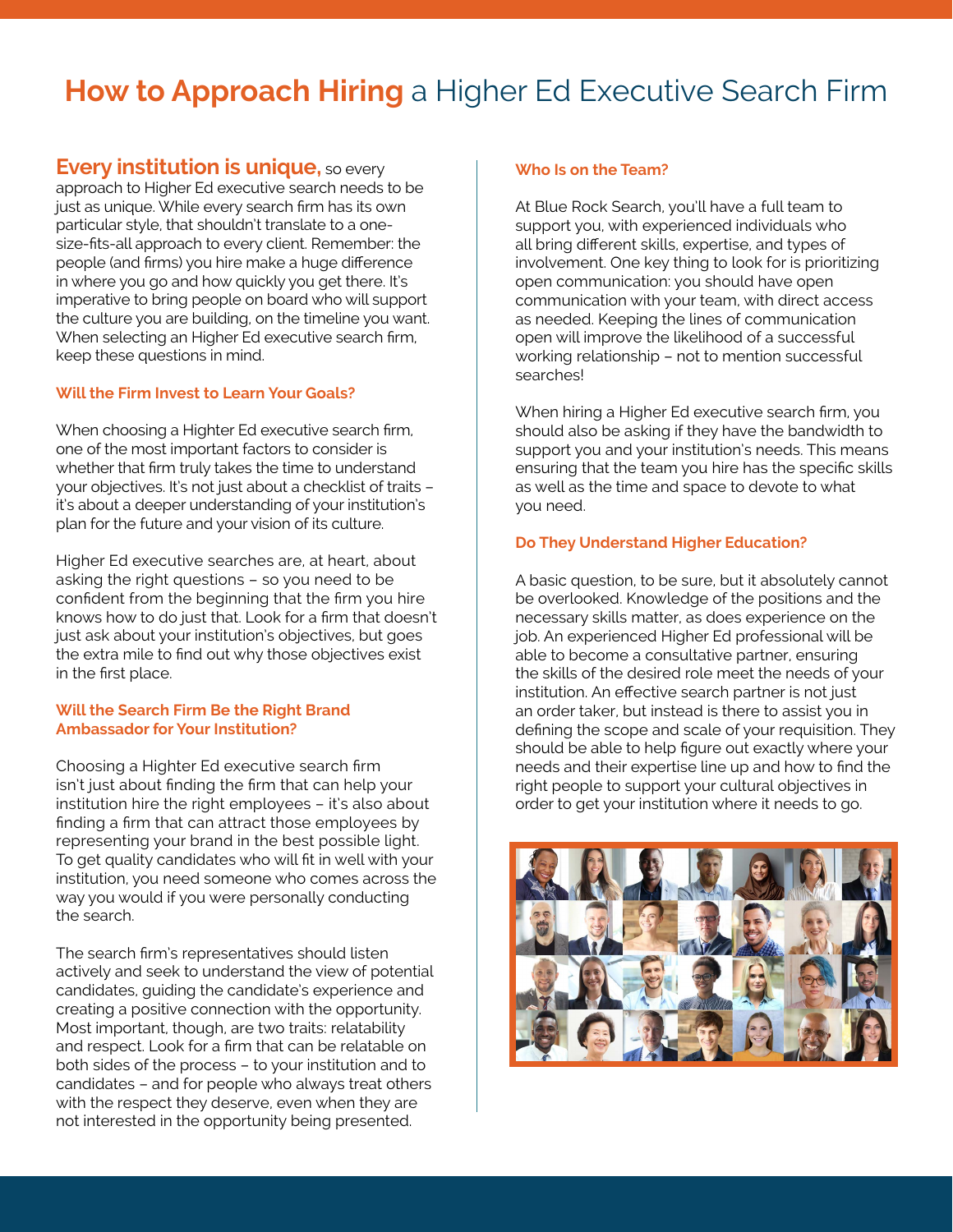# How to Approach Hiring a Higher Ed Executive Search Firm

**Every institution is unique,** so every approach to Higher Ed executive search needs to be just as unique. While every search firm has its own particular style, that shouldn't translate to a one-size-fits-all approach to every client. Remember: the people (and firms) you hire make a huge difference in where you go and how quickly you get there. It's imperative to bring people on board who will support the culture you are building, on the timeline you want. When selecting an Higher Ed executive search firm, keep these questions in mind.

### Will the Firm Invest to Learn Your Goals?

When choosing a Highter Ed executive search firm, one of the most important factors to consider is whether that firm truly takes the time to understand your objectives. It's not just about a checklist of traits – it's about a deeper understanding of your institution's plan for the future and your vision of its culture.

Higher Ed executive searches are, at heart, about asking the right questions – so you need to be confident from the beginning that the firm you hire knows how to do just that. Look for a firm that doesn't just ask about your institution's objectives, but goes the extra mile to find out why those objectives exist in the first place.

### Will the Search Firm Be the Right Brand Ambassador for Your Institution?

Choosing a Highter Ed executive search firm isn't just about finding the firm that can help your institution hire the right employees – it's also about finding a firm that can attract those employees by representing your brand in the best possible light. To get quality candidates who will fit in well with your institution, you need someone who comes across the way you would if you were personally conducting the search.

The search firm's representatives should listen actively and seek to understand the view of potential candidates, guiding the candidate's experience and creating a positive connection with the opportunity. Most important, though, are two traits: relatability and respect. Look for a firm that can be relatable on both sides of the process – to your institution and to candidates – and for people who always treat others with the respect they deserve, even when they are not interested in the opportunity being presented.

### Who Is on the Team?

At Blue Rock Search, you'll have a full team to support you, with experienced individuals who all bring different skills, expertise, and types of involvement. One key thing to look for is prioritizing open communication: you should have open communication with your team, with direct access as needed. Keeping the lines of communication open will improve the likelihood of a successful working relationship – not to mention successful searches!

When hiring a Higher Ed executive search firm, you should also be asking if they have the bandwidth to support you and your institution's needs. This means ensuring that the team you hire has the specific skills as well as the time and space to devote to what you need.

### Do They Understand Higher Education?

A basic question, to be sure, but it absolutely cannot be overlooked. Knowledge of the positions and the necessary skills matter, as does experience on the job. An experienced Higher Ed professional will be able to become a consultative partner, ensuring the skills of the desired role meet the needs of your institution. An effective search partner is not just an order taker, but instead is there to assist you in defining the scope and scale of your requisition. They should be able to help figure out exactly where your needs and their expertise line up and how to find the right people to support your cultural objectives in order to get your institution where it needs to go.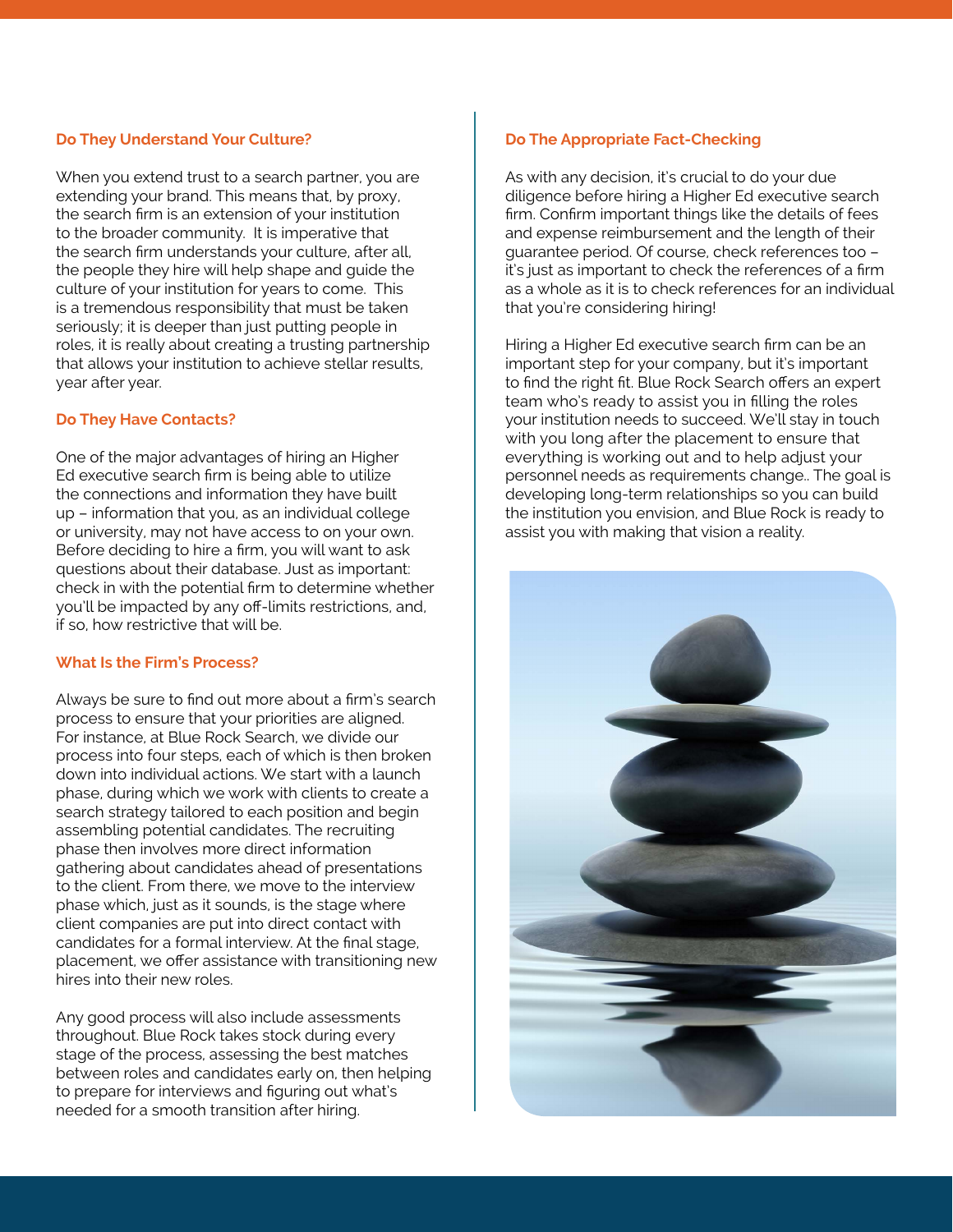### Do They Understand Your Culture?

When you extend trust to a search partner, you are extending your brand. This means that, by proxy, the search firm is an extension of your institution to the broader community. It is imperative that the search firm understands your culture, after all, the people they hire will help shape and guide the culture of your institution for years to come. This is a tremendous responsibility that must be taken seriously; it is deeper than just putting people in roles, it is really about creating a trusting partnership that allows your institution to achieve stellar results, year after year.

### Do They Have Contacts?

One of the major advantages of hiring an Higher Ed executive search firm is being able to utilize the connections and information they have built up – information that you, as an individual college or university, may not have access to on your own. Before deciding to hire a firm, you will want to ask questions about their database. Just as important: check in with the potential firm to determine whether you'll be impacted by any off-limits restrictions, and, if so, how restrictive that will be.

### What Is the Firm's Process?

Always be sure to find out more about a firm's search process to ensure that your priorities are aligned. For instance, at Blue Rock Search, we divide our process into four steps, each of which is then broken down into individual actions. We start with a launch phase, during which we work with clients to create a search strategy tailored to each position and begin assembling potential candidates. The recruiting phase then involves more direct information gathering about candidates ahead of presentations to the client. From there, we move to the interview phase which, just as it sounds, is the stage where client companies are put into direct contact with candidates for a formal interview. At the final stage, placement, we offer assistance with transitioning new hires into their new roles.

Any good process will also include assessments throughout. Blue Rock takes stock during every stage of the process, assessing the best matches between roles and candidates early on, then helping to prepare for interviews and figuring out what's needed for a smooth transition after hiring.

### Do The Appropriate Fact-Checking

As with any decision, it's crucial to do your due diligence before hiring a Higher Ed executive search firm. Confirm important things like the details of fees and expense reimbursement and the length of their guarantee period. Of course, check references too – it's just as important to check the references of a firm as a whole as it is to check references for an individual that you're considering hiring!

Hiring a Higher Ed executive search firm can be an important step for your company, but it's important to find the right fit. Blue Rock Search offers an expert team who's ready to assist you in filling the roles your institution needs to succeed. We'll stay in touch with you long after the placement to ensure that everything is working out and to help adjust your personnel needs as requirements change.. The goal is developing long-term relationships so you can build the institution you envision, and Blue Rock is ready to assist you with making that vision a reality.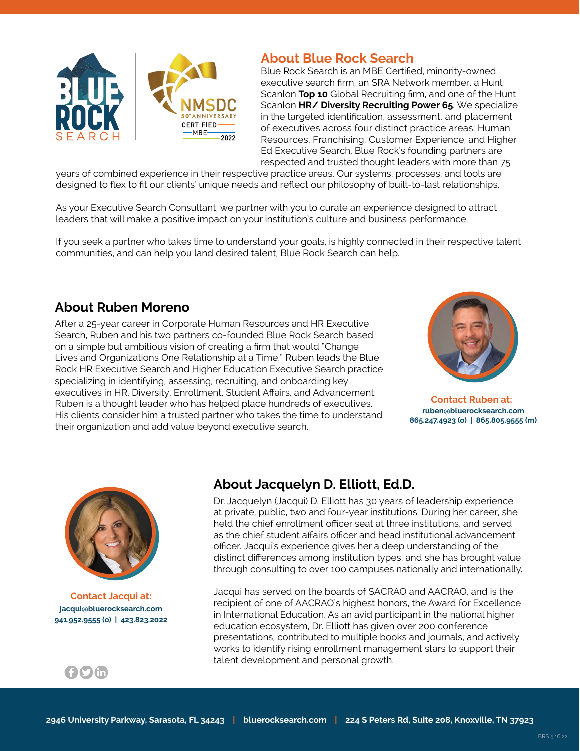## About Blue Rock Search

Blue Rock Search is an MBE Certified, minority-owned executive search firm, an SRA Network member, a Hunt Scanlon **Top 10** Global Recruiting firm, and one of the Hunt Scanlon **HR/ Diversity Recruiting Power 65**. We specialize in the targeted identification, assessment, and placement of executives across four distinct practice areas: Human Resources, Franchising, Customer Experience, and Higher Ed Executive Search. Blue Rock's founding partners are respected and trusted thought leaders with more than 75 years of combined experience in their respective practice areas. Our systems, processes, and tools are designed to flex to fit our clients' unique needs and reflect our philosophy of built-to-last relationships.

As your Executive Search Consultant, we partner with you to curate an experience designed to attract leaders that will make a positive impact on your institution's culture and business performance.

If you seek a partner who takes time to understand your goals, is highly connected in their respective talent communities, and can help you land desired talent, Blue Rock Search can help.

## About Ruben Moreno

After a 25-year career in Corporate Human Resources and HR Executive Search, Ruben and his two partners co-founded Blue Rock Search based on a simple but ambitious vision of creating a firm that would "Change Lives and Organizations One Relationship at a Time." Ruben leads the Blue Rock HR Executive Search and Higher Education Executive Search practice specializing in identifying, assessing, recruiting, and onboarding key executives in HR, Diversity, Enrollment, Student Affairs, and Advancement. Ruben is a thought leader who has helped place hundreds of executives. His clients consider him a trusted partner who takes the time to understand their organization and add value beyond executive search.

**Contact Ruben at:**
**ruben@bluerocksearch.com**
**865.247.4923 (o) | 865.805.9555 (m)**

## About Jacquelyn D. Elliott, Ed.D.

Dr. Jacquelyn (Jacqui) D. Elliott has 30 years of leadership experience at private, public, two and four-year institutions. During her career, she held the chief enrollment officer seat at three institutions, and served as the chief student affairs officer and head institutional advancement officer. Jacqui's experience gives her a deep understanding of the distinct differences among institution types, and she has brought value through consulting to over 100 campuses nationally and internationally.

Jacqui has served on the boards of SACRAO and AACRAO, and is the recipient of one of AACRAO's highest honors, the Award for Excellence in International Education. As an avid participant in the national higher education ecosystem, Dr. Elliott has given over 200 conference presentations, contributed to multiple books and journals, and actively works to identify rising enrollment management stars to support their talent development and personal growth.

**Contact Jacqui at:**
**jacqui@bluerocksearch.com**
**941.952.9555 (o) | 423.823.2022**

**2946 University Parkway, Sarasota, FL 34243 | bluerocksearch.com | 224 S Peters Rd, Suite 208, Knoxville, TN 37923**

BRS 5.16.22